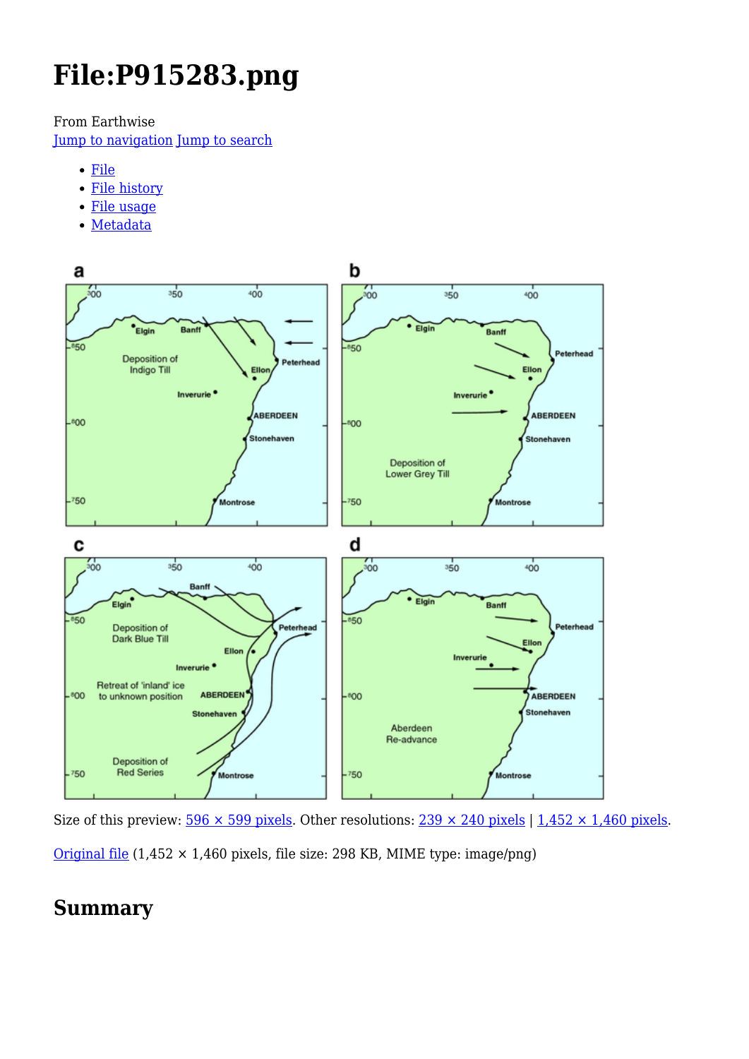# File:P915283.png

From Earthwise

Jump to navigation Jump to search

- File
- File history
- File usage
- Metadata

Size of this preview: 596 × 599 pixels. Other resolutions: 239 × 240 pixels | 1,452 × 1,460 pixels.

Original file (1,452 × 1,460 pixels, file size: 298 KB, MIME type: image/png)

## Summary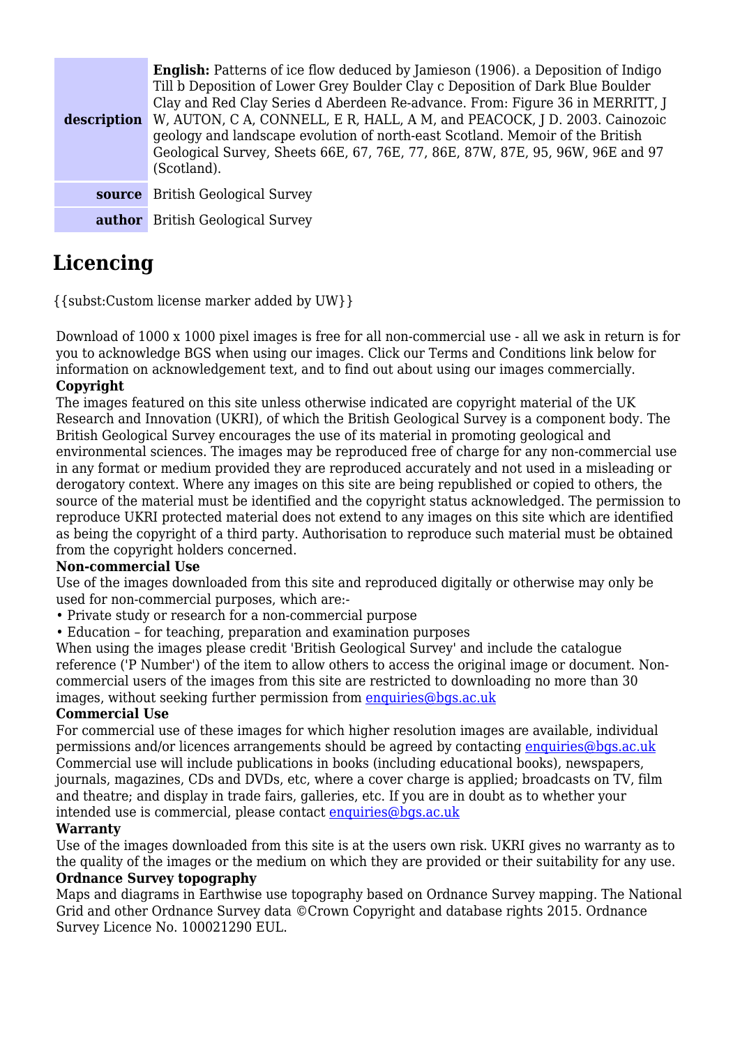| | |
|---|---|
| **description** | **English:** Patterns of ice flow deduced by Jamieson (1906). a Deposition of Indigo Till b Deposition of Lower Grey Boulder Clay c Deposition of Dark Blue Boulder Clay and Red Clay Series d Aberdeen Re-advance. From: Figure 36 in MERRITT, J W, AUTON, C A, CONNELL, E R, HALL, A M, and PEACOCK, J D. 2003. Cainozoic geology and landscape evolution of north-east Scotland. Memoir of the British Geological Survey, Sheets 66E, 67, 76E, 77, 86E, 87W, 87E, 95, 96W, 96E and 97 (Scotland). |
| **source** | British Geological Survey |
| **author** | British Geological Survey |

## Licencing

{{subst:Custom license marker added by UW}}

Download of 1000 x 1000 pixel images is free for all non-commercial use - all we ask in return is for you to acknowledge BGS when using our images. Click our Terms and Conditions link below for information on acknowledgement text, and to find out about using our images commercially.

**Copyright**

The images featured on this site unless otherwise indicated are copyright material of the UK Research and Innovation (UKRI), of which the British Geological Survey is a component body. The British Geological Survey encourages the use of its material in promoting geological and environmental sciences. The images may be reproduced free of charge for any non-commercial use in any format or medium provided they are reproduced accurately and not used in a misleading or derogatory context. Where any images on this site are being republished or copied to others, the source of the material must be identified and the copyright status acknowledged. The permission to reproduce UKRI protected material does not extend to any images on this site which are identified as being the copyright of a third party. Authorisation to reproduce such material must be obtained from the copyright holders concerned.

**Non-commercial Use**

Use of the images downloaded from this site and reproduced digitally or otherwise may only be used for non-commercial purposes, which are:-

- Private study or research for a non-commercial purpose
- Education – for teaching, preparation and examination purposes

When using the images please credit 'British Geological Survey' and include the catalogue reference ('P Number') of the item to allow others to access the original image or document. Non-commercial users of the images from this site are restricted to downloading no more than 30 images, without seeking further permission from enquiries@bgs.ac.uk

**Commercial Use**

For commercial use of these images for which higher resolution images are available, individual permissions and/or licences arrangements should be agreed by contacting enquiries@bgs.ac.uk Commercial use will include publications in books (including educational books), newspapers, journals, magazines, CDs and DVDs, etc, where a cover charge is applied; broadcasts on TV, film and theatre; and display in trade fairs, galleries, etc. If you are in doubt as to whether your intended use is commercial, please contact enquiries@bgs.ac.uk

**Warranty**

Use of the images downloaded from this site is at the users own risk. UKRI gives no warranty as to the quality of the images or the medium on which they are provided or their suitability for any use.

**Ordnance Survey topography**

Maps and diagrams in Earthwise use topography based on Ordnance Survey mapping. The National Grid and other Ordnance Survey data ©Crown Copyright and database rights 2015. Ordnance Survey Licence No. 100021290 EUL.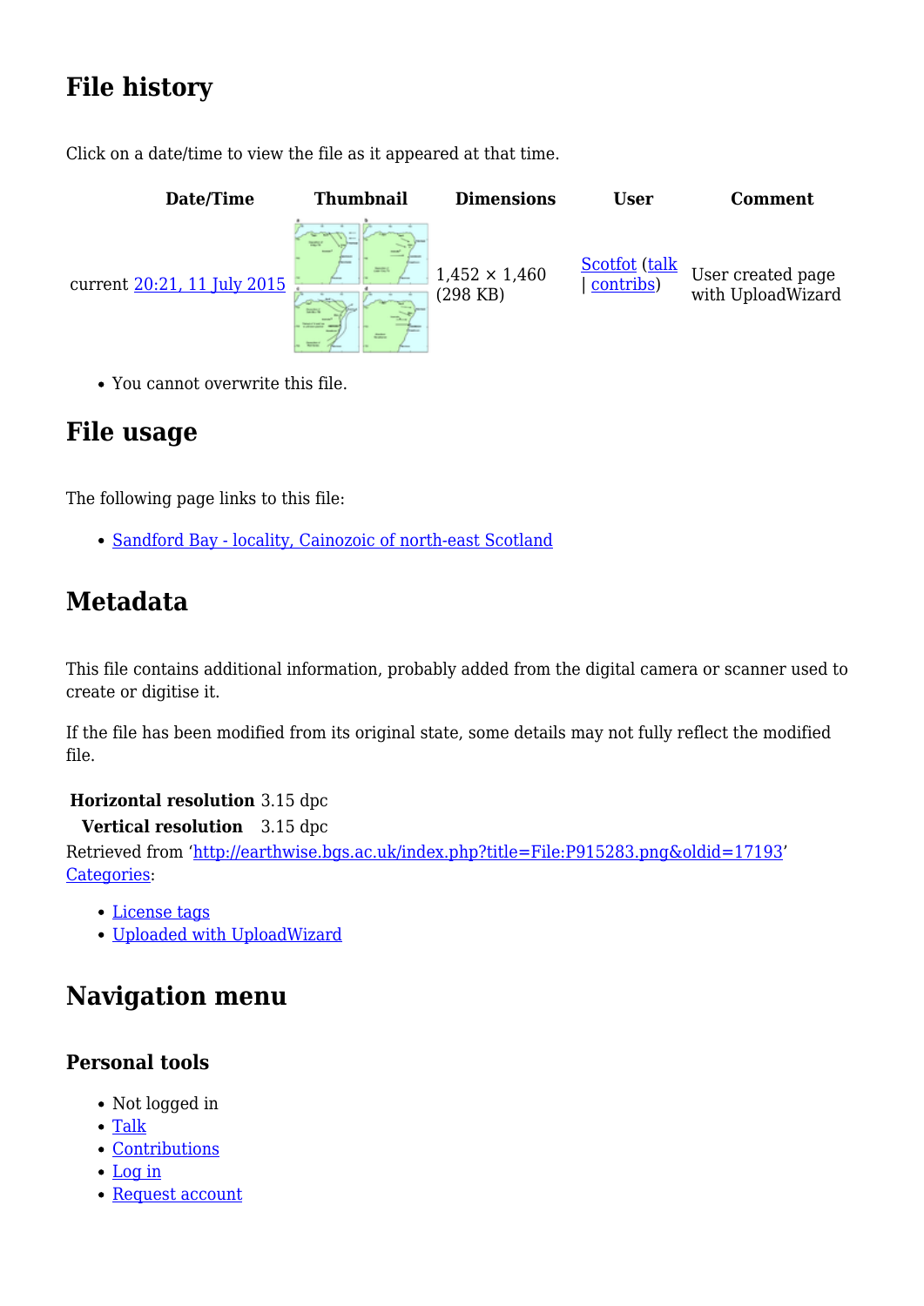## File history

Click on a date/time to view the file as it appeared at that time.

| Date/Time | Thumbnail | Dimensions | User | Comment |
|---|---|---|---|---|
| current 20:21, 11 July 2015 | | 1,452 × 1,460 (298 KB) | Scotfot (talk \| contribs) | User created page with UploadWizard |

- You cannot overwrite this file.

## File usage

The following page links to this file:

- Sandford Bay - locality, Cainozoic of north-east Scotland

## Metadata

This file contains additional information, probably added from the digital camera or scanner used to create or digitise it.

If the file has been modified from its original state, some details may not fully reflect the modified file.

| | |
|---|---|
| **Horizontal resolution** | 3.15 dpc |
| **Vertical resolution** | 3.15 dpc |

Retrieved from 'http://earthwise.bgs.ac.uk/index.php?title=File:P915283.png&oldid=17193'
Categories:

- License tags
- Uploaded with UploadWizard

## Navigation menu

### Personal tools

- Not logged in
- Talk
- Contributions
- Log in
- Request account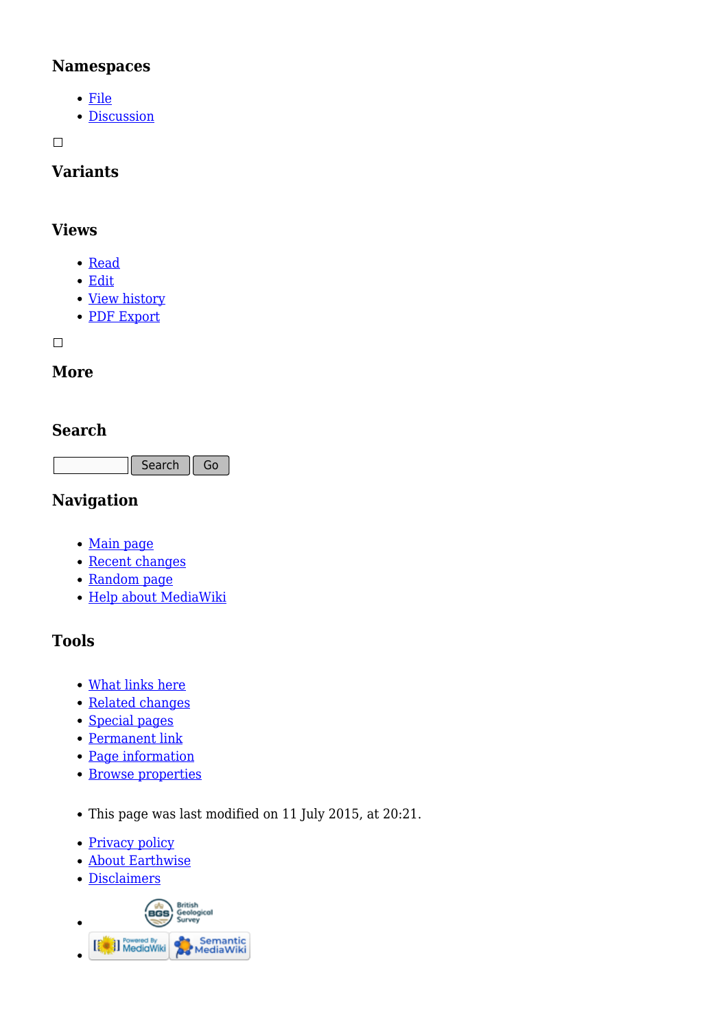## Namespaces

- File
- Discussion

☐

## Variants

## Views

- Read
- Edit
- View history
- PDF Export

☐

## More

## Search

Search Go

## Navigation

- Main page
- Recent changes
- Random page
- Help about MediaWiki

## Tools

- What links here
- Related changes
- Special pages
- Permanent link
- Page information
- Browse properties

- This page was last modified on 11 July 2015, at 20:21.

- Privacy policy
- About Earthwise
- Disclaimers